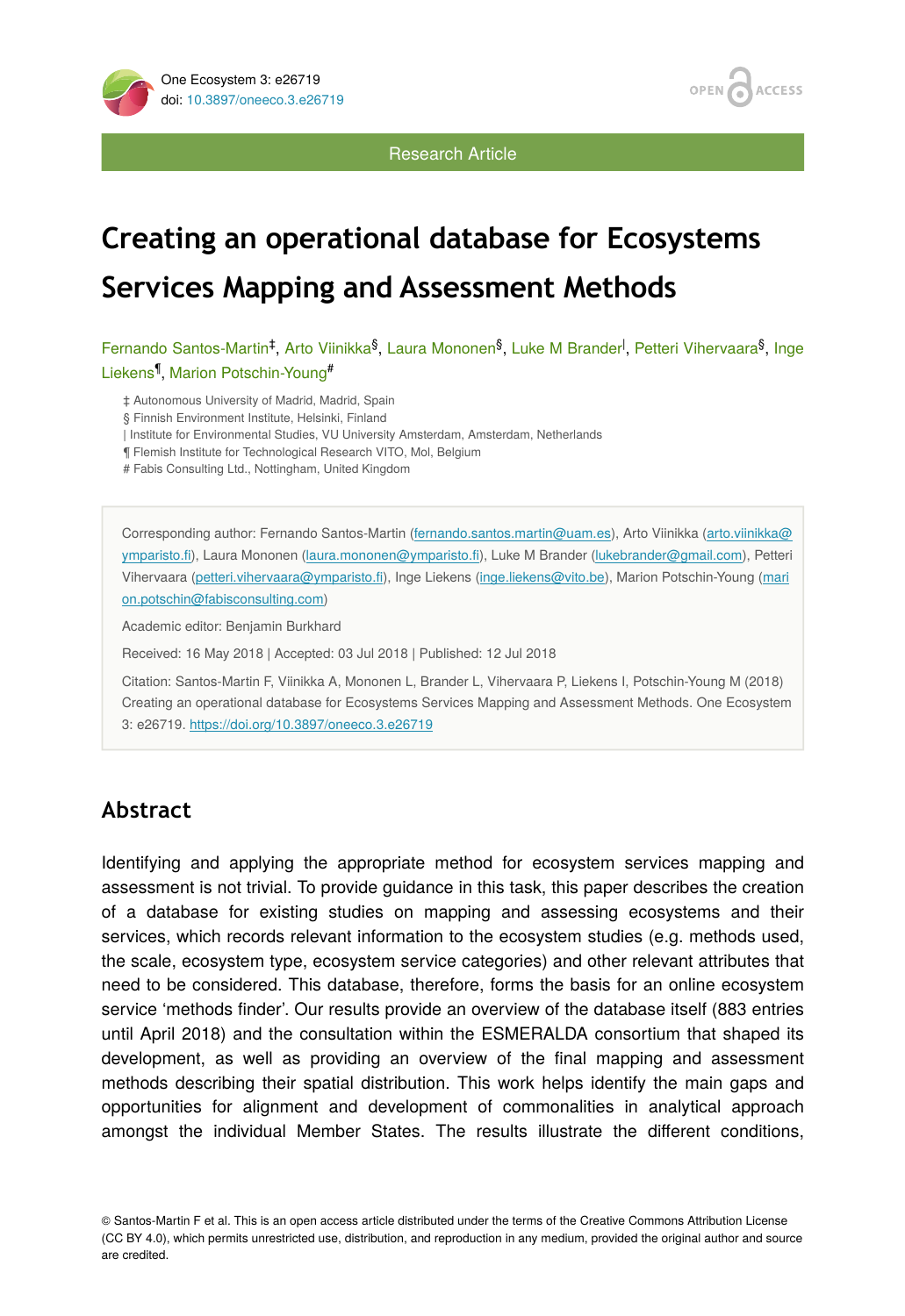Research Article

# Creating an operational database for Ecosystems Services Mapping and Assessment Methods

Fernando Santos-Martin[‡], Arto Viinikka[§], Laura Mononen[§], Luke M Brander[|], Petteri Vihervaara[§], Inge Liekens[¶], Marion Potschin-Young[#]

‡ Autonomous University of Madrid, Madrid, Spain
§ Finnish Environment Institute, Helsinki, Finland
| Institute for Environmental Studies, VU University Amsterdam, Amsterdam, Netherlands
¶ Flemish Institute for Technological Research VITO, Mol, Belgium
# Fabis Consulting Ltd., Nottingham, United Kingdom

Corresponding author: Fernando Santos-Martin (fernando.santos.martin@uam.es), Arto Viinikka (arto.viinikka@ymparisto.fi), Laura Mononen (laura.mononen@ymparisto.fi), Luke M Brander (lukebrander@gmail.com), Petteri Vihervaara (petteri.vihervaara@ymparisto.fi), Inge Liekens (inge.liekens@vito.be), Marion Potschin-Young (marion.potschin@fabisconsulting.com)

Academic editor: Benjamin Burkhard

Received: 16 May 2018 | Accepted: 03 Jul 2018 | Published: 12 Jul 2018

Citation: Santos-Martin F, Viinikka A, Mononen L, Brander L, Vihervaara P, Liekens I, Potschin-Young M (2018) Creating an operational database for Ecosystems Services Mapping and Assessment Methods. One Ecosystem 3: e26719. https://doi.org/10.3897/oneeco.3.e26719

## Abstract

Identifying and applying the appropriate method for ecosystem services mapping and assessment is not trivial. To provide guidance in this task, this paper describes the creation of a database for existing studies on mapping and assessing ecosystems and their services, which records relevant information to the ecosystem studies (e.g. methods used, the scale, ecosystem type, ecosystem service categories) and other relevant attributes that need to be considered. This database, therefore, forms the basis for an online ecosystem service 'methods finder'. Our results provide an overview of the database itself (883 entries until April 2018) and the consultation within the ESMERALDA consortium that shaped its development, as well as providing an overview of the final mapping and assessment methods describing their spatial distribution. This work helps identify the main gaps and opportunities for alignment and development of commonalities in analytical approach amongst the individual Member States. The results illustrate the different conditions,

© Santos-Martin F et al. This is an open access article distributed under the terms of the Creative Commons Attribution License (CC BY 4.0), which permits unrestricted use, distribution, and reproduction in any medium, provided the original author and source are credited.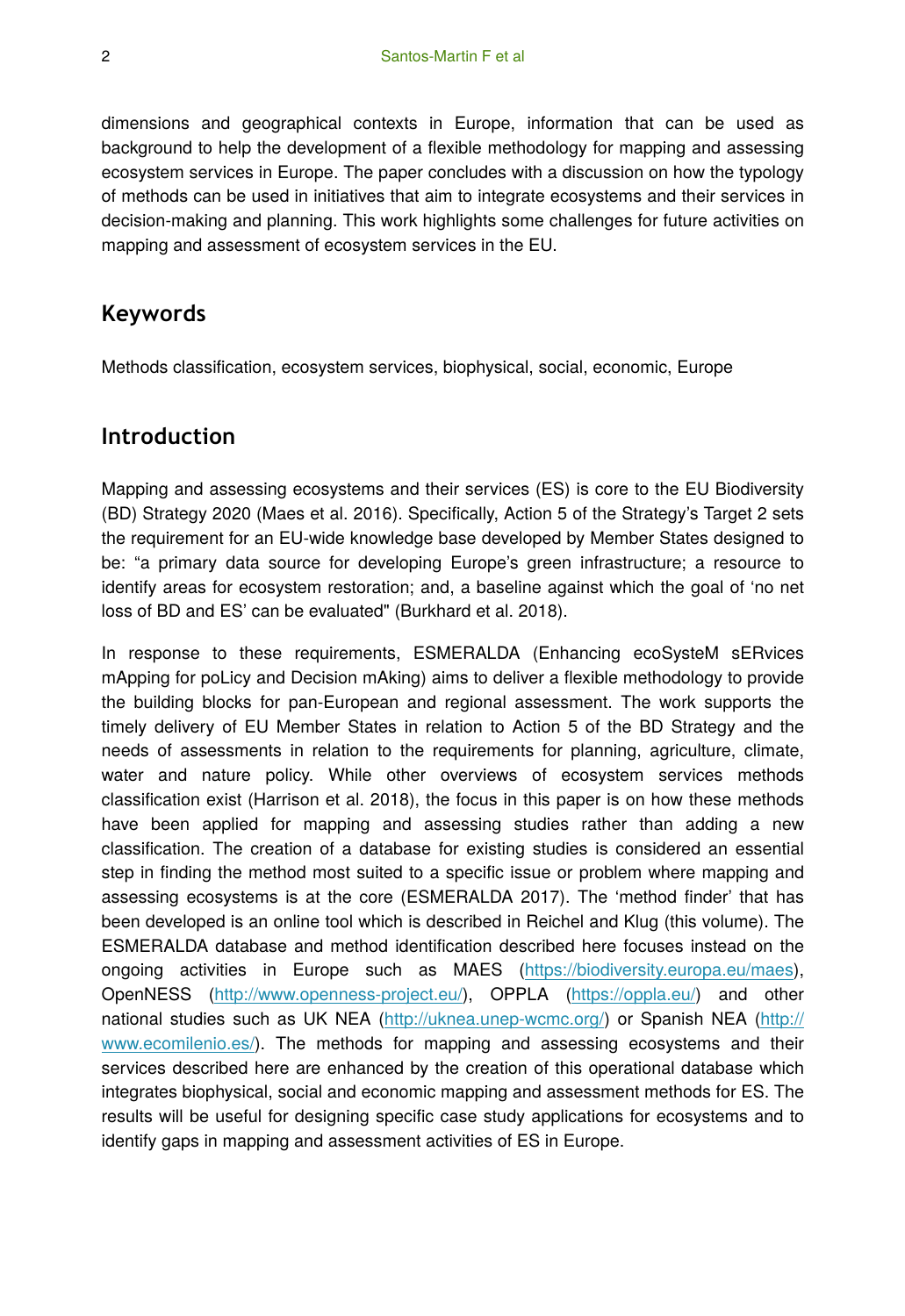dimensions and geographical contexts in Europe, information that can be used as background to help the development of a flexible methodology for mapping and assessing ecosystem services in Europe. The paper concludes with a discussion on how the typology of methods can be used in initiatives that aim to integrate ecosystems and their services in decision-making and planning. This work highlights some challenges for future activities on mapping and assessment of ecosystem services in the EU.

## Keywords

Methods classification, ecosystem services, biophysical, social, economic, Europe

## Introduction

Mapping and assessing ecosystems and their services (ES) is core to the EU Biodiversity (BD) Strategy 2020 (Maes et al. 2016). Specifically, Action 5 of the Strategy's Target 2 sets the requirement for an EU-wide knowledge base developed by Member States designed to be: "a primary data source for developing Europe's green infrastructure; a resource to identify areas for ecosystem restoration; and, a baseline against which the goal of 'no net loss of BD and ES' can be evaluated" (Burkhard et al. 2018).

In response to these requirements, ESMERALDA (Enhancing ecoSysteM sERvices mApping for poLicy and Decision mAking) aims to deliver a flexible methodology to provide the building blocks for pan-European and regional assessment. The work supports the timely delivery of EU Member States in relation to Action 5 of the BD Strategy and the needs of assessments in relation to the requirements for planning, agriculture, climate, water and nature policy. While other overviews of ecosystem services methods classification exist (Harrison et al. 2018), the focus in this paper is on how these methods have been applied for mapping and assessing studies rather than adding a new classification. The creation of a database for existing studies is considered an essential step in finding the method most suited to a specific issue or problem where mapping and assessing ecosystems is at the core (ESMERALDA 2017). The 'method finder' that has been developed is an online tool which is described in Reichel and Klug (this volume). The ESMERALDA database and method identification described here focuses instead on the ongoing activities in Europe such as MAES (https://biodiversity.europa.eu/maes), OpenNESS (http://www.openness-project.eu/), OPPLA (https://oppla.eu/) and other national studies such as UK NEA (http://uknea.unep-wcmc.org/) or Spanish NEA (http://www.ecomilenio.es/). The methods for mapping and assessing ecosystems and their services described here are enhanced by the creation of this operational database which integrates biophysical, social and economic mapping and assessment methods for ES. The results will be useful for designing specific case study applications for ecosystems and to identify gaps in mapping and assessment activities of ES in Europe.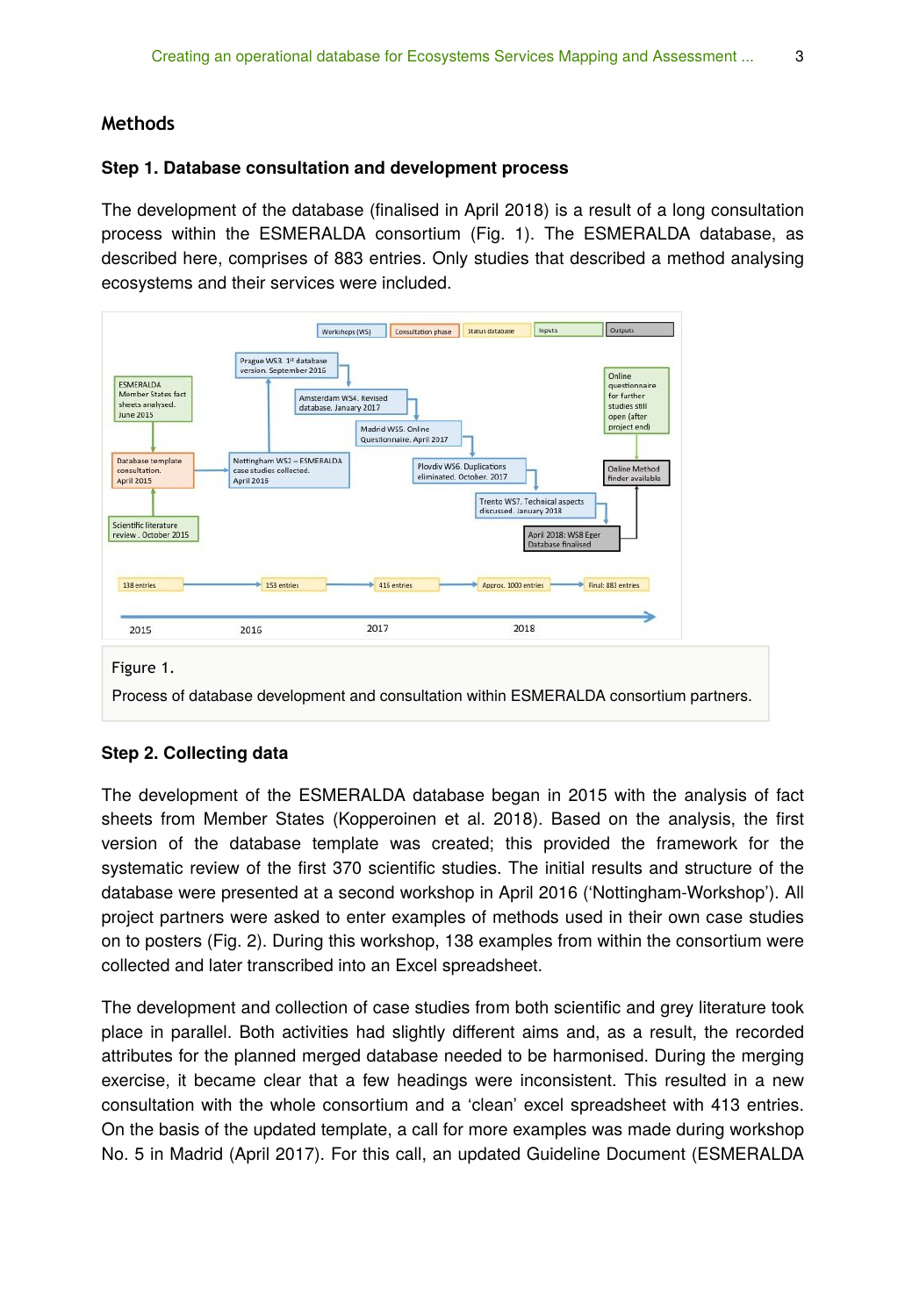## Methods

### Step 1. Database consultation and development process

The development of the database (finalised in April 2018) is a result of a long consultation process within the ESMERALDA consortium (Fig. 1). The ESMERALDA database, as described here, comprises of 883 entries. Only studies that described a method analysing ecosystems and their services were included.

Figure 1.

Process of database development and consultation within ESMERALDA consortium partners.

### Step 2. Collecting data

The development of the ESMERALDA database began in 2015 with the analysis of fact sheets from Member States (Kopperoinen et al. 2018). Based on the analysis, the first version of the database template was created; this provided the framework for the systematic review of the first 370 scientific studies. The initial results and structure of the database were presented at a second workshop in April 2016 ('Nottingham-Workshop'). All project partners were asked to enter examples of methods used in their own case studies on to posters (Fig. 2). During this workshop, 138 examples from within the consortium were collected and later transcribed into an Excel spreadsheet.

The development and collection of case studies from both scientific and grey literature took place in parallel. Both activities had slightly different aims and, as a result, the recorded attributes for the planned merged database needed to be harmonised. During the merging exercise, it became clear that a few headings were inconsistent. This resulted in a new consultation with the whole consortium and a 'clean' excel spreadsheet with 413 entries. On the basis of the updated template, a call for more examples was made during workshop No. 5 in Madrid (April 2017). For this call, an updated Guideline Document (ESMERALDA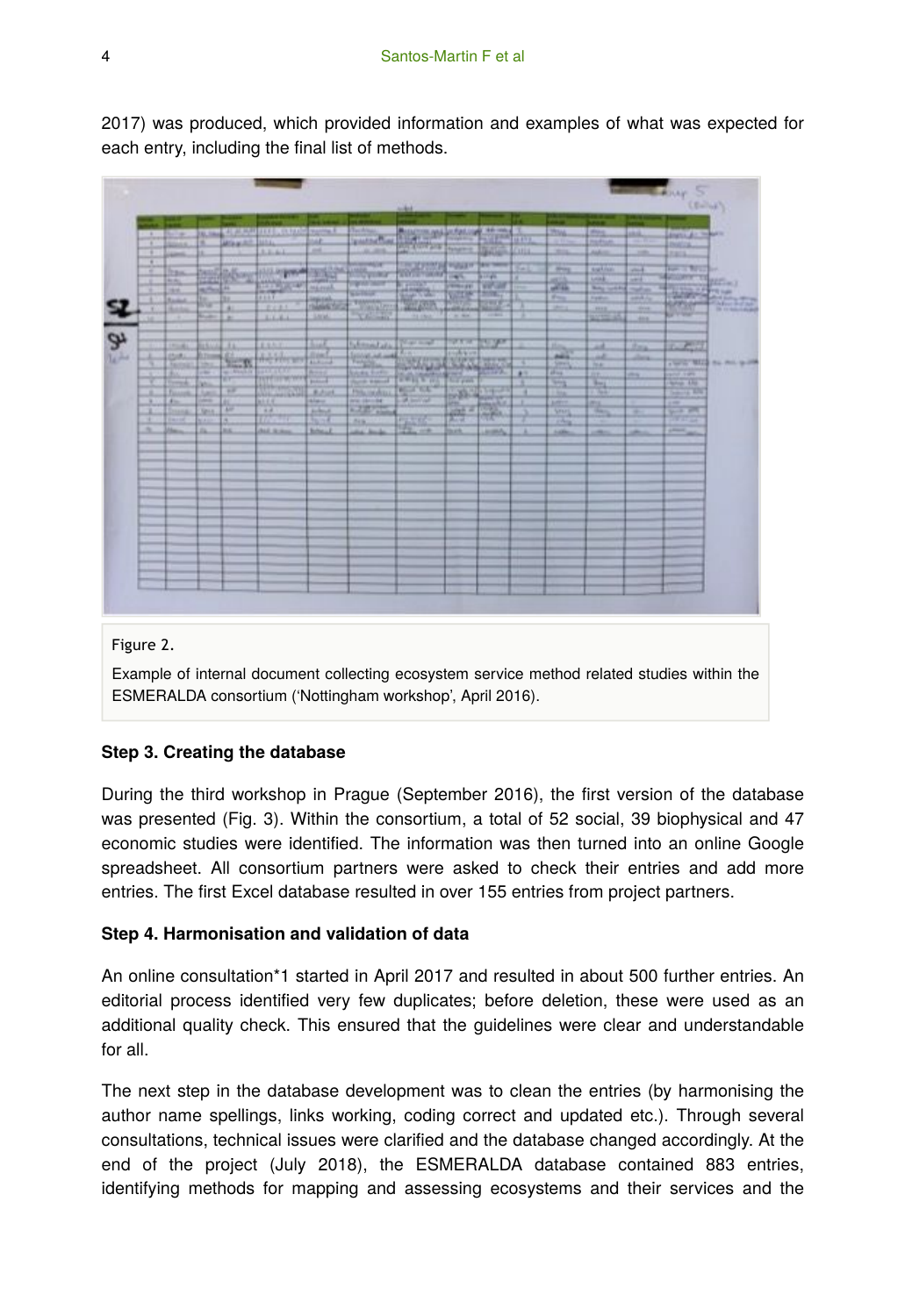2017) was produced, which provided information and examples of what was expected for each entry, including the final list of methods.

Figure 2.

Example of internal document collecting ecosystem service method related studies within the ESMERALDA consortium ('Nottingham workshop', April 2016).

**Step 3. Creating the database**

During the third workshop in Prague (September 2016), the first version of the database was presented (Fig. 3). Within the consortium, a total of 52 social, 39 biophysical and 47 economic studies were identified. The information was then turned into an online Google spreadsheet. All consortium partners were asked to check their entries and add more entries. The first Excel database resulted in over 155 entries from project partners.

**Step 4. Harmonisation and validation of data**

An online consultation*1 started in April 2017 and resulted in about 500 further entries. An editorial process identified very few duplicates; before deletion, these were used as an additional quality check. This ensured that the guidelines were clear and understandable for all.

The next step in the database development was to clean the entries (by harmonising the author name spellings, links working, coding correct and updated etc.). Through several consultations, technical issues were clarified and the database changed accordingly. At the end of the project (July 2018), the ESMERALDA database contained 883 entries, identifying methods for mapping and assessing ecosystems and their services and the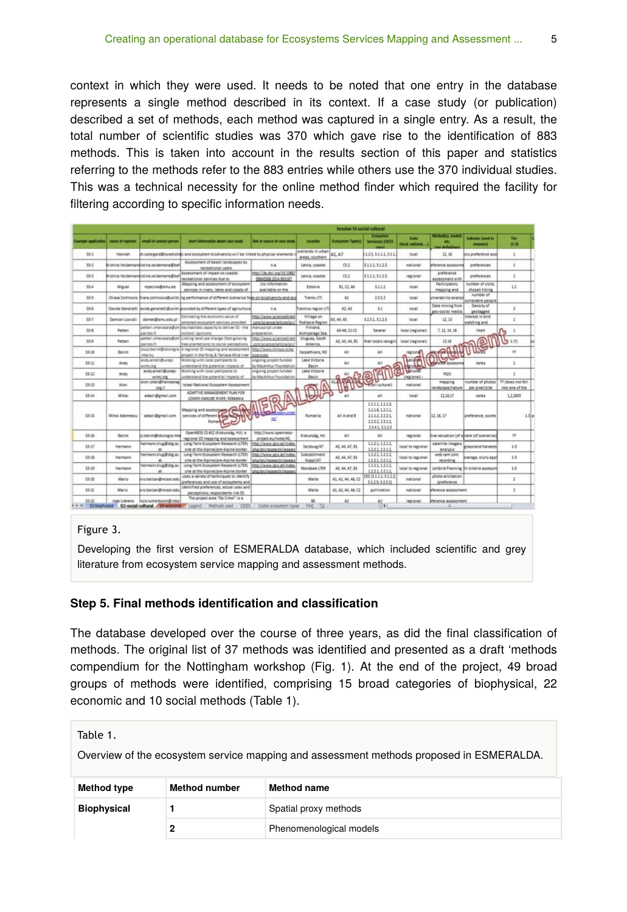context in which they were used. It needs to be noted that one entry in the database represents a single method described in its context. If a case study (or publication) described a set of methods, each method was captured in a single entry. As a result, the total number of scientific studies was 370 which gave rise to the identification of 883 methods. This is taken into account in the results section of this paper and statistics referring to the methods refer to the 883 entries while others use the 370 individual studies. This was a technical necessity for the online method finder which required the facility for filtering according to specific information needs.

Figure 3.

Developing the first version of ESMERALDA database, which included scientific and grey literature from ecosystem service mapping and assessment methods.

### Step 5. Final methods identification and classification

The database developed over the course of three years, as did the final classification of methods. The original list of 37 methods was identified and presented as a draft 'methods compendium for the Nottingham workshop (Fig. 1). At the end of the project, 49 broad groups of methods were identified, comprising 15 broad categories of biophysical, 22 economic and 10 social methods (Table 1).

Table 1.

Overview of the ecosystem service mapping and assessment methods proposed in ESMERALDA.

| Method type | Method number | Method name |
|---|---|---|
| **Biophysical** | **1** | Spatial proxy methods |
| | **2** | Phenomenological models |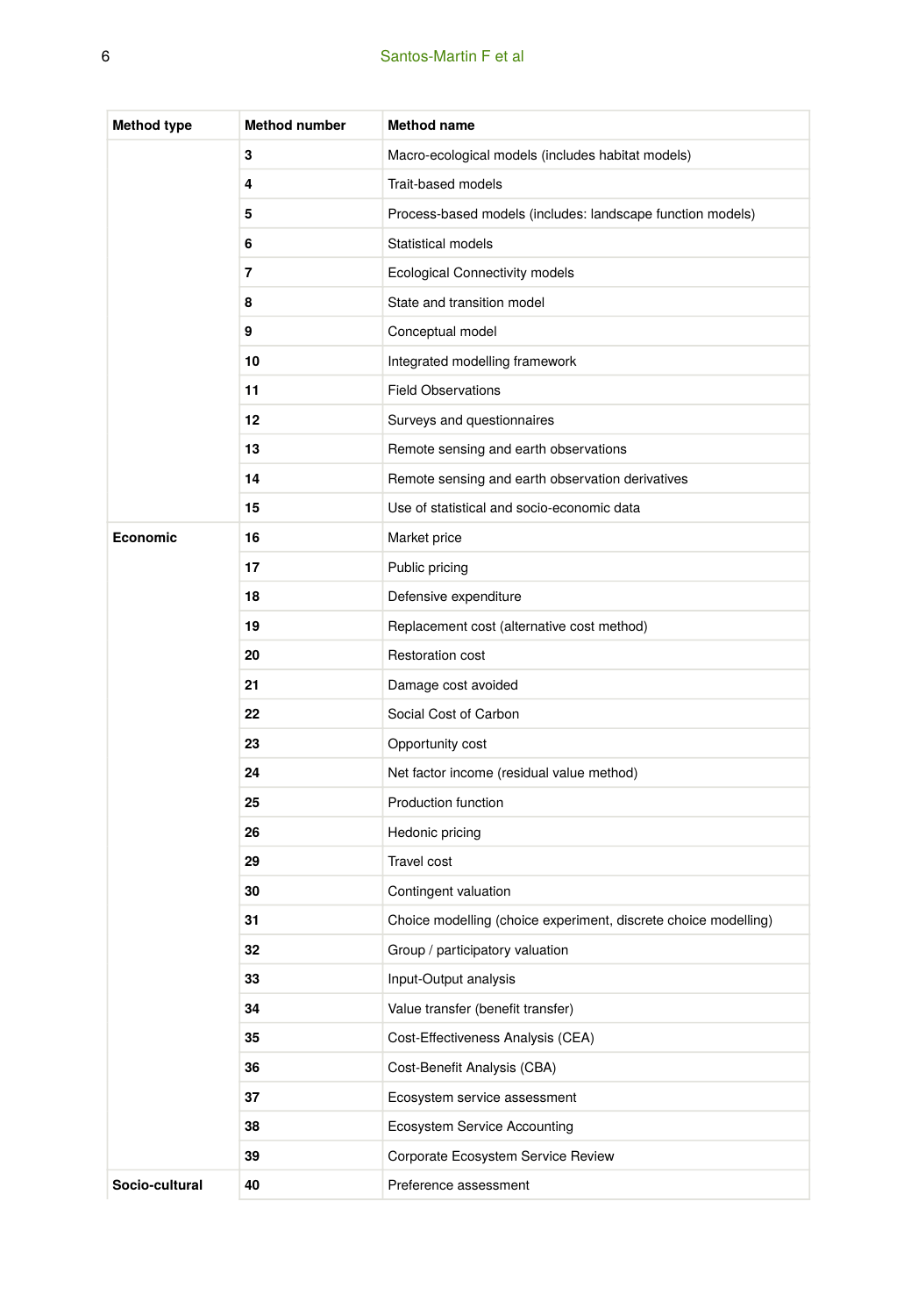| Method type | Method number | Method name |
|---|---|---|
| | **3** | Macro-ecological models (includes habitat models) |
| | **4** | Trait-based models |
| | **5** | Process-based models (includes: landscape function models) |
| | **6** | Statistical models |
| | **7** | Ecological Connectivity models |
| | **8** | State and transition model |
| | **9** | Conceptual model |
| | **10** | Integrated modelling framework |
| | **11** | Field Observations |
| | **12** | Surveys and questionnaires |
| | **13** | Remote sensing and earth observations |
| | **14** | Remote sensing and earth observation derivatives |
| | **15** | Use of statistical and socio-economic data |
| **Economic** | **16** | Market price |
| | **17** | Public pricing |
| | **18** | Defensive expenditure |
| | **19** | Replacement cost (alternative cost method) |
| | **20** | Restoration cost |
| | **21** | Damage cost avoided |
| | **22** | Social Cost of Carbon |
| | **23** | Opportunity cost |
| | **24** | Net factor income (residual value method) |
| | **25** | Production function |
| | **26** | Hedonic pricing |
| | **29** | Travel cost |
| | **30** | Contingent valuation |
| | **31** | Choice modelling (choice experiment, discrete choice modelling) |
| | **32** | Group / participatory valuation |
| | **33** | Input-Output analysis |
| | **34** | Value transfer (benefit transfer) |
| | **35** | Cost-Effectiveness Analysis (CEA) |
| | **36** | Cost-Benefit Analysis (CBA) |
| | **37** | Ecosystem service assessment |
| | **38** | Ecosystem Service Accounting |
| | **39** | Corporate Ecosystem Service Review |
| **Socio-cultural** | **40** | Preference assessment |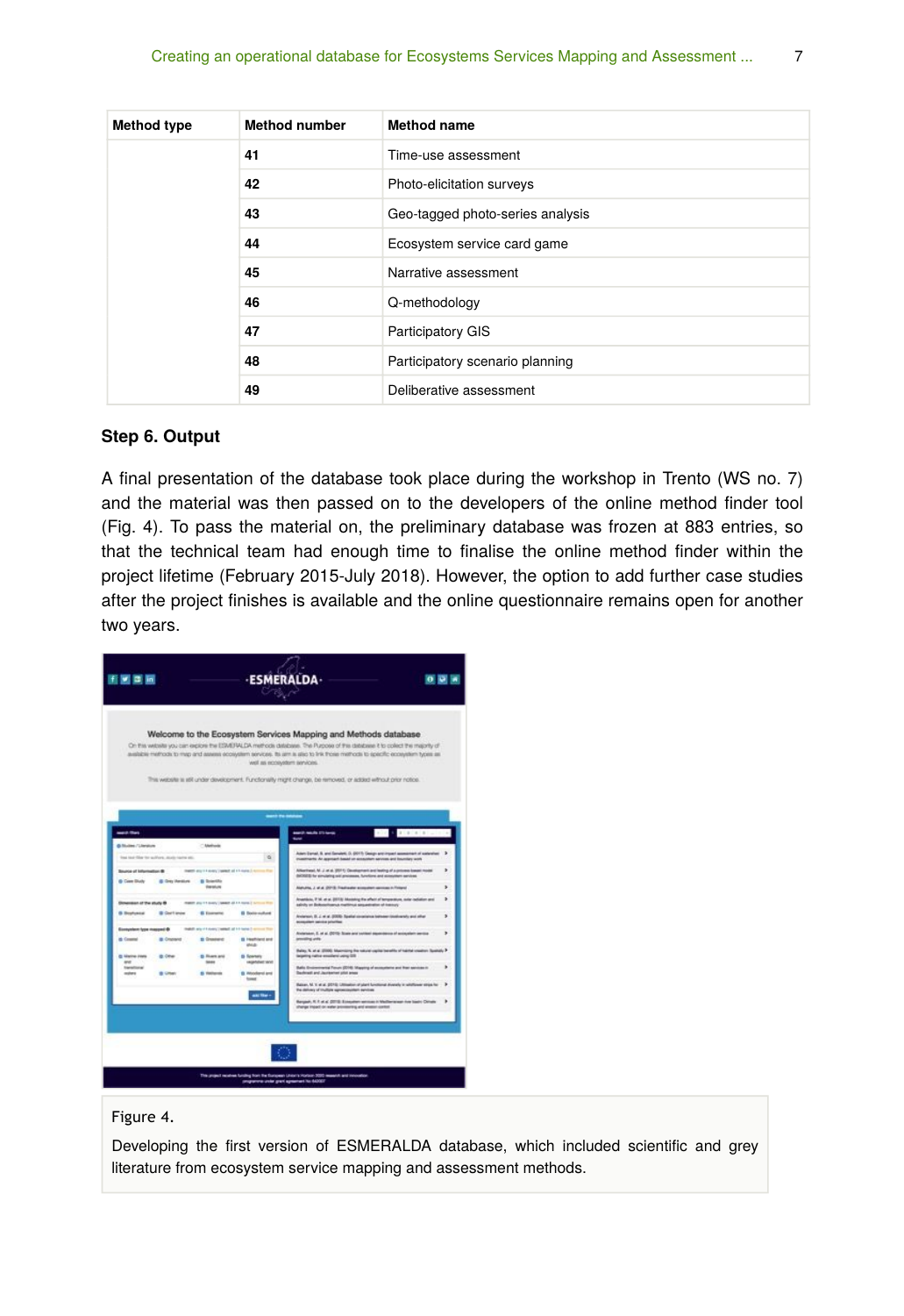| Method type | Method number | Method name |
| --- | --- | --- |
| | **41** | Time-use assessment |
| | **42** | Photo-elicitation surveys |
| | **43** | Geo-tagged photo-series analysis |
| | **44** | Ecosystem service card game |
| | **45** | Narrative assessment |
| | **46** | Q-methodology |
| | **47** | Participatory GIS |
| | **48** | Participatory scenario planning |
| | **49** | Deliberative assessment |

### Step 6. Output

A final presentation of the database took place during the workshop in Trento (WS no. 7) and the material was then passed on to the developers of the online method finder tool (Fig. 4). To pass the material on, the preliminary database was frozen at 883 entries, so that the technical team had enough time to finalise the online method finder within the project lifetime (February 2015-July 2018). However, the option to add further case studies after the project finishes is available and the online questionnaire remains open for another two years.

Figure 4.

Developing the first version of ESMERALDA database, which included scientific and grey literature from ecosystem service mapping and assessment methods.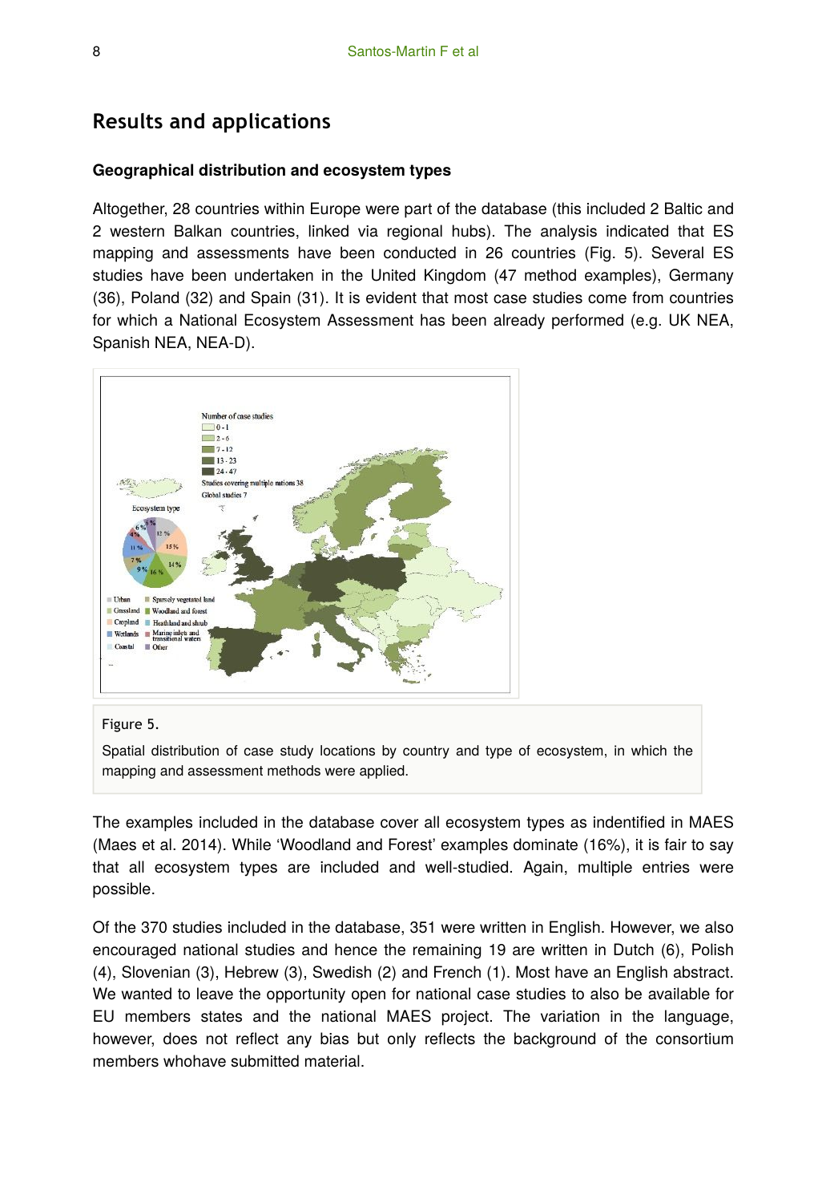## Results and applications

### Geographical distribution and ecosystem types

Altogether, 28 countries within Europe were part of the database (this included 2 Baltic and 2 western Balkan countries, linked via regional hubs). The analysis indicated that ES mapping and assessments have been conducted in 26 countries (Fig. 5). Several ES studies have been undertaken in the United Kingdom (47 method examples), Germany (36), Poland (32) and Spain (31). It is evident that most case studies come from countries for which a National Ecosystem Assessment has been already performed (e.g. UK NEA, Spanish NEA, NEA-D).

Figure 5.

Spatial distribution of case study locations by country and type of ecosystem, in which the mapping and assessment methods were applied.

The examples included in the database cover all ecosystem types as indentified in MAES (Maes et al. 2014). While 'Woodland and Forest' examples dominate (16%), it is fair to say that all ecosystem types are included and well-studied. Again, multiple entries were possible.

Of the 370 studies included in the database, 351 were written in English. However, we also encouraged national studies and hence the remaining 19 are written in Dutch (6), Polish (4), Slovenian (3), Hebrew (3), Swedish (2) and French (1). Most have an English abstract. We wanted to leave the opportunity open for national case studies to also be available for EU members states and the national MAES project. The variation in the language, however, does not reflect any bias but only reflects the background of the consortium members whohave submitted material.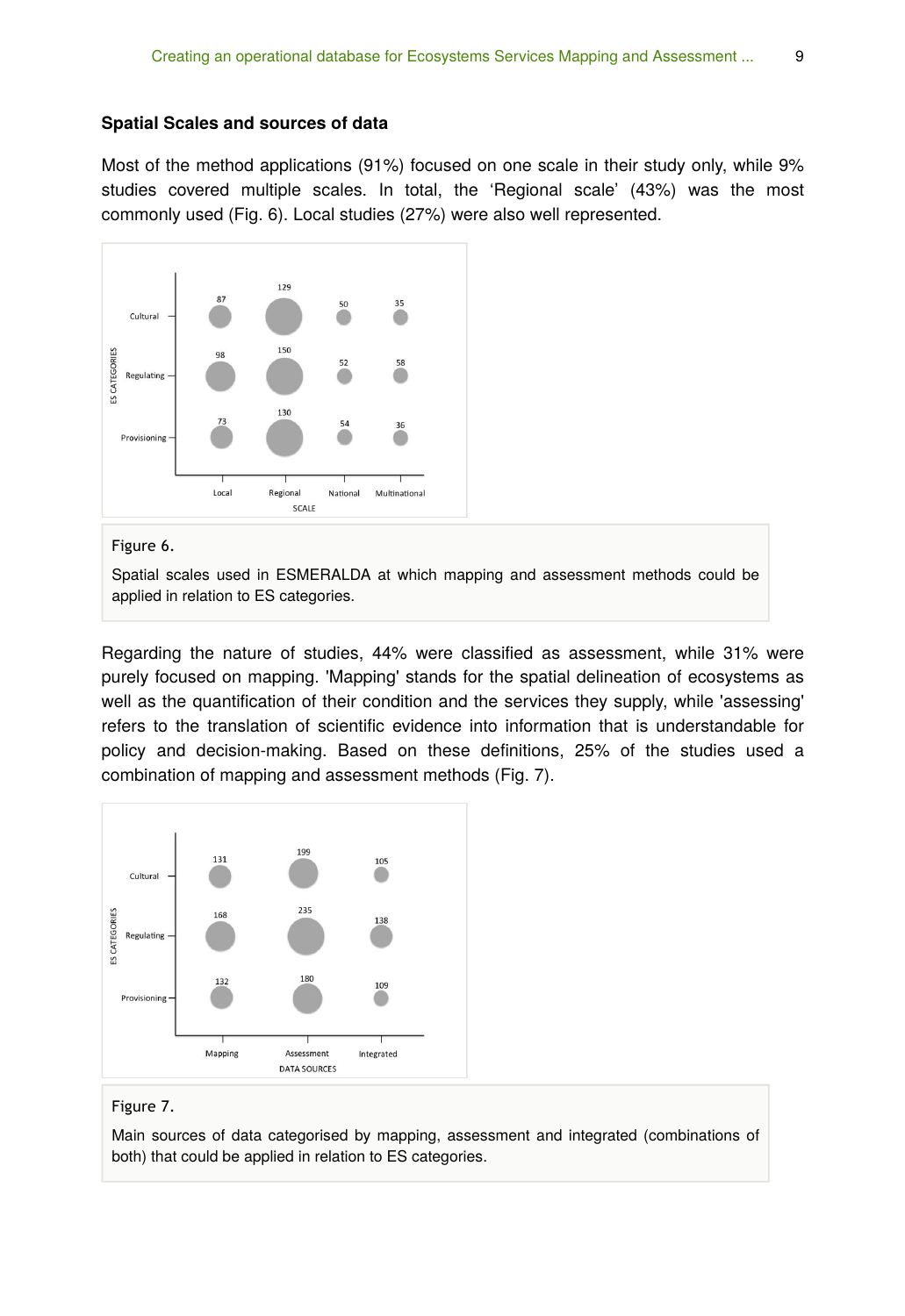### Spatial Scales and sources of data

Most of the method applications (91%) focused on one scale in their study only, while 9% studies covered multiple scales. In total, the 'Regional scale' (43%) was the most commonly used (Fig. 6). Local studies (27%) were also well represented.

Figure 6.

Spatial scales used in ESMERALDA at which mapping and assessment methods could be applied in relation to ES categories.

Regarding the nature of studies, 44% were classified as assessment, while 31% were purely focused on mapping. 'Mapping' stands for the spatial delineation of ecosystems as well as the quantification of their condition and the services they supply, while 'assessing' refers to the translation of scientific evidence into information that is understandable for policy and decision-making. Based on these definitions, 25% of the studies used a combination of mapping and assessment methods (Fig. 7).

Figure 7.

Main sources of data categorised by mapping, assessment and integrated (combinations of both) that could be applied in relation to ES categories.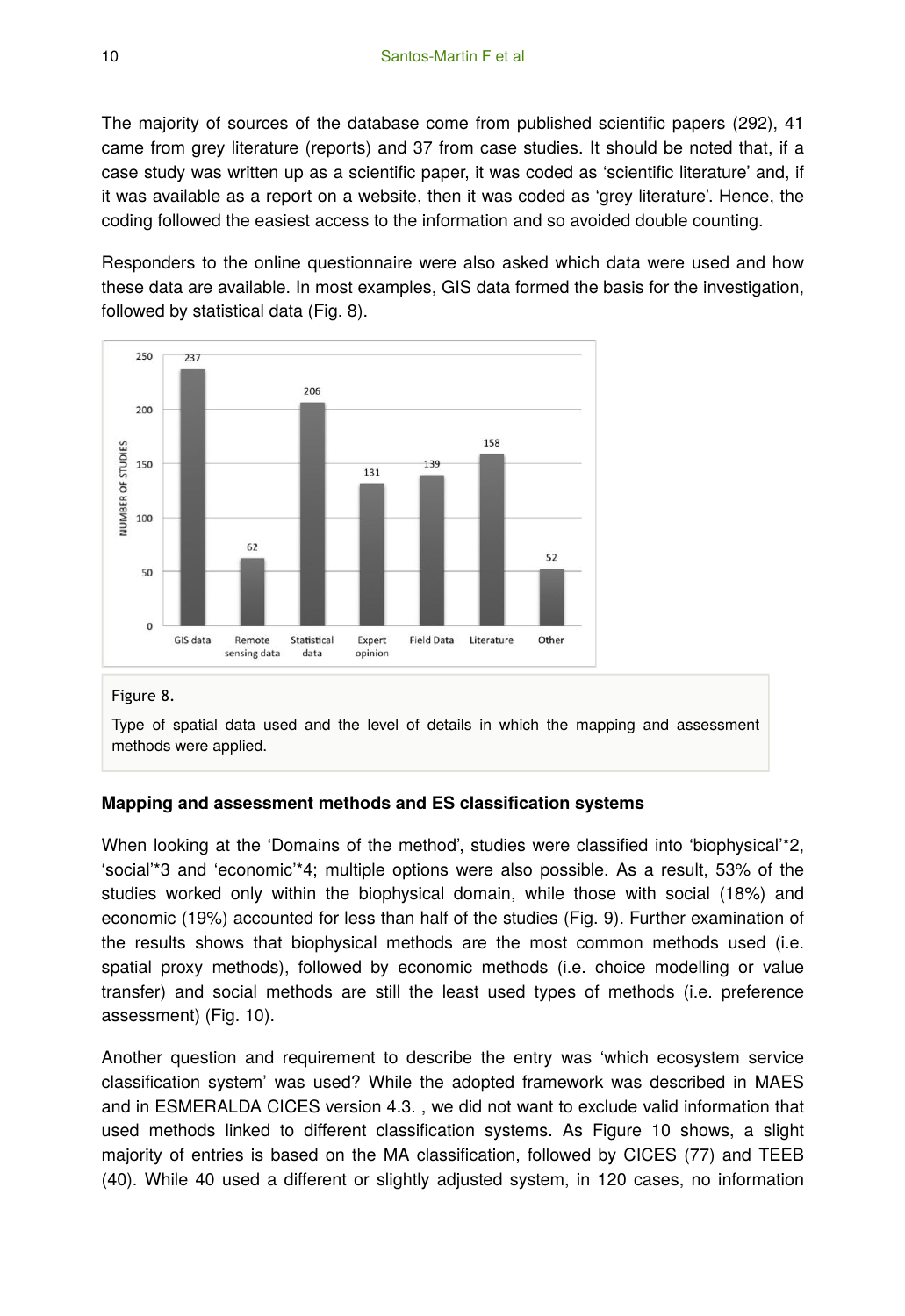The majority of sources of the database come from published scientific papers (292), 41 came from grey literature (reports) and 37 from case studies. It should be noted that, if a case study was written up as a scientific paper, it was coded as 'scientific literature' and, if it was available as a report on a website, then it was coded as 'grey literature'. Hence, the coding followed the easiest access to the information and so avoided double counting.

Responders to the online questionnaire were also asked which data were used and how these data are available. In most examples, GIS data formed the basis for the investigation, followed by statistical data (Fig. 8).

Figure 8.

Type of spatial data used and the level of details in which the mapping and assessment methods were applied.

### Mapping and assessment methods and ES classification systems

When looking at the 'Domains of the method', studies were classified into 'biophysical'*2, 'social'*3 and 'economic'*4; multiple options were also possible. As a result, 53% of the studies worked only within the biophysical domain, while those with social (18%) and economic (19%) accounted for less than half of the studies (Fig. 9). Further examination of the results shows that biophysical methods are the most common methods used (i.e. spatial proxy methods), followed by economic methods (i.e. choice modelling or value transfer) and social methods are still the least used types of methods (i.e. preference assessment) (Fig. 10).

Another question and requirement to describe the entry was 'which ecosystem service classification system' was used? While the adopted framework was described in MAES and in ESMERALDA CICES version 4.3. , we did not want to exclude valid information that used methods linked to different classification systems. As Figure 10 shows, a slight majority of entries is based on the MA classification, followed by CICES (77) and TEEB (40). While 40 used a different or slightly adjusted system, in 120 cases, no information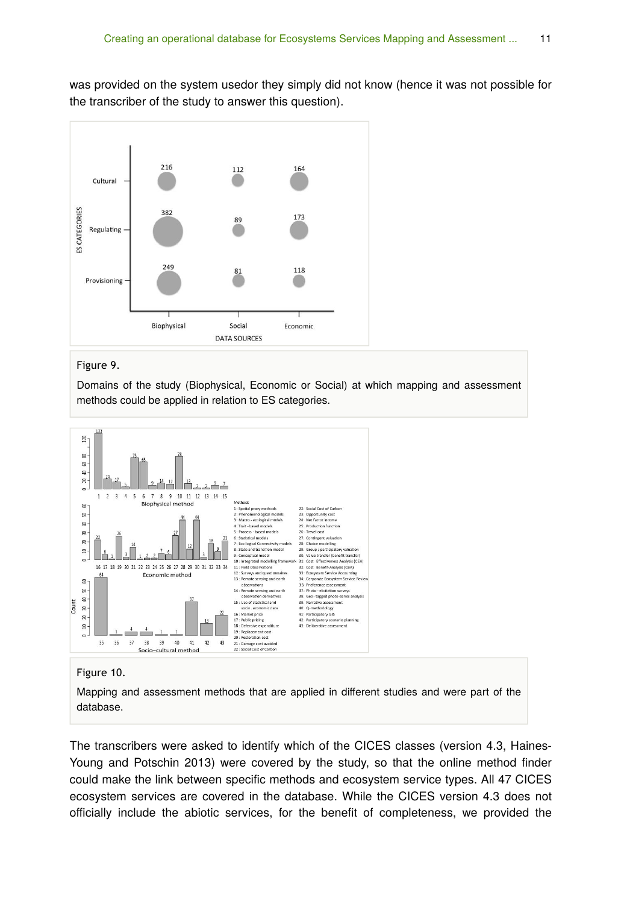was provided on the system usedor they simply did not know (hence it was not possible for the transcriber of the study to answer this question).

Figure 9.

Domains of the study (Biophysical, Economic or Social) at which mapping and assessment methods could be applied in relation to ES categories.

Figure 10.

Mapping and assessment methods that are applied in different studies and were part of the database.

The transcribers were asked to identify which of the CICES classes (version 4.3, Haines-Young and Potschin 2013) were covered by the study, so that the online method finder could make the link between specific methods and ecosystem service types. All 47 CICES ecosystem services are covered in the database. While the CICES version 4.3 does not officially include the abiotic services, for the benefit of completeness, we provided the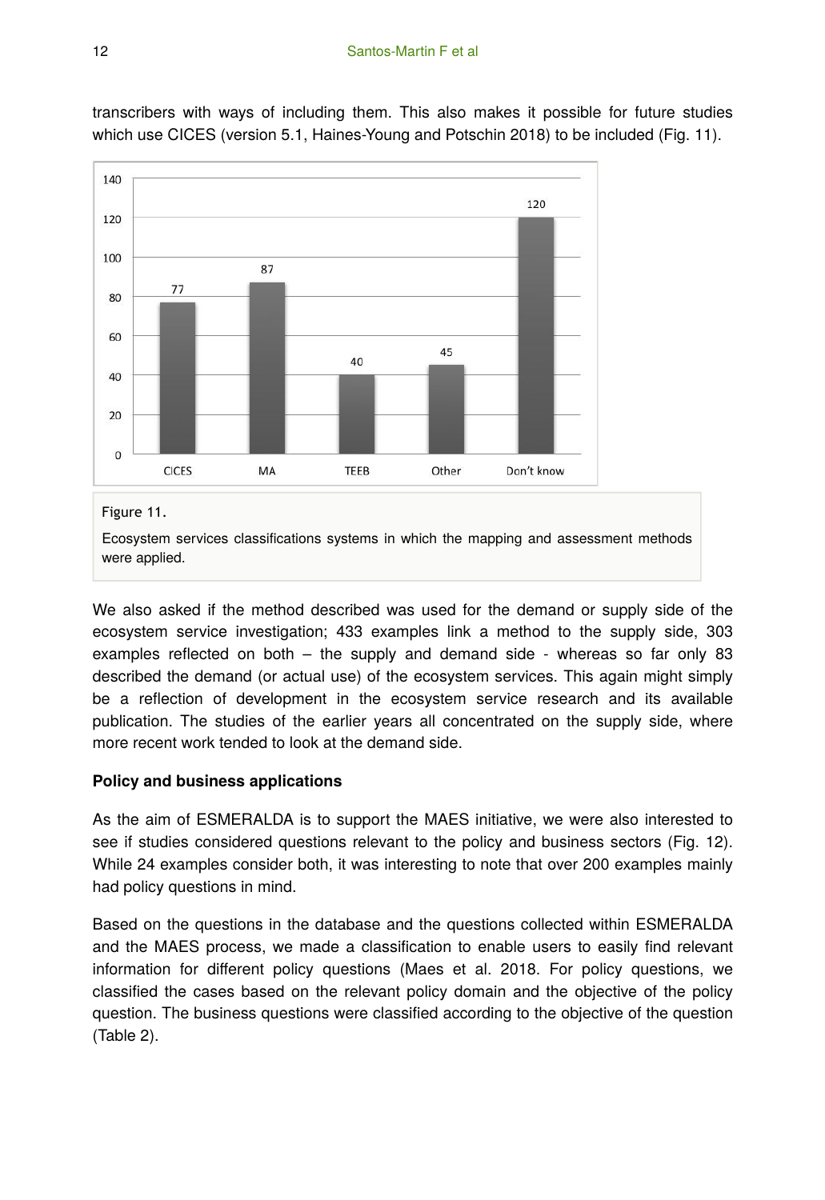transcribers with ways of including them. This also makes it possible for future studies which use CICES (version 5.1, Haines-Young and Potschin 2018) to be included (Fig. 11).

Figure 11.

Ecosystem services classifications systems in which the mapping and assessment methods were applied.

We also asked if the method described was used for the demand or supply side of the ecosystem service investigation; 433 examples link a method to the supply side, 303 examples reflected on both – the supply and demand side - whereas so far only 83 described the demand (or actual use) of the ecosystem services. This again might simply be a reflection of development in the ecosystem service research and its available publication. The studies of the earlier years all concentrated on the supply side, where more recent work tended to look at the demand side.

**Policy and business applications**

As the aim of ESMERALDA is to support the MAES initiative, we were also interested to see if studies considered questions relevant to the policy and business sectors (Fig. 12). While 24 examples consider both, it was interesting to note that over 200 examples mainly had policy questions in mind.

Based on the questions in the database and the questions collected within ESMERALDA and the MAES process, we made a classification to enable users to easily find relevant information for different policy questions (Maes et al. 2018. For policy questions, we classified the cases based on the relevant policy domain and the objective of the policy question. The business questions were classified according to the objective of the question (Table 2).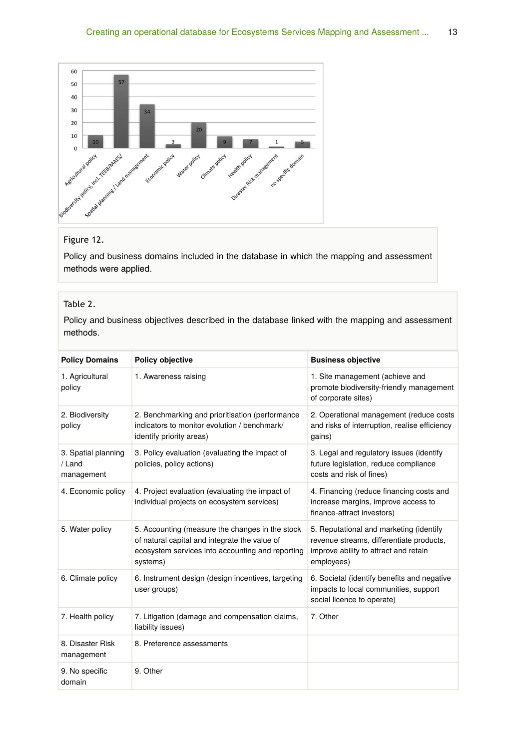Figure 12.

Policy and business domains included in the database in which the mapping and assessment methods were applied.

Table 2.

Policy and business objectives described in the database linked with the mapping and assessment methods.

| Policy Domains | Policy objective | Business objective |
|---|---|---|
| 1. Agricultural policy | 1. Awareness raising | 1. Site management (achieve and promote biodiversity-friendly management of corporate sites) |
| 2. Biodiversity policy | 2. Benchmarking and prioritisation (performance indicators to monitor evolution / benchmark/ identify priority areas) | 2. Operational management (reduce costs and risks of interruption, realise efficiency gains) |
| 3. Spatial planning / Land management | 3. Policy evaluation (evaluating the impact of policies, policy actions) | 3. Legal and regulatory issues (identify future legislation, reduce compliance costs and risk of fines) |
| 4. Economic policy | 4. Project evaluation (evaluating the impact of individual projects on ecosystem services) | 4. Financing (reduce financing costs and increase margins, improve access to finance-attract investors) |
| 5. Water policy | 5. Accounting (measure the changes in the stock of natural capital and integrate the value of ecosystem services into accounting and reporting systems) | 5. Reputational and marketing (identify revenue streams, differentiate products, improve ability to attract and retain employees) |
| 6. Climate policy | 6. Instrument design (design incentives, targeting user groups) | 6. Societal (identify benefits and negative impacts to local communities, support social licence to operate) |
| 7. Health policy | 7. Litigation (damage and compensation claims, liability issues) | 7. Other |
| 8. Disaster Risk management | 8. Preference assessments | |
| 9. No specific domain | 9. Other | |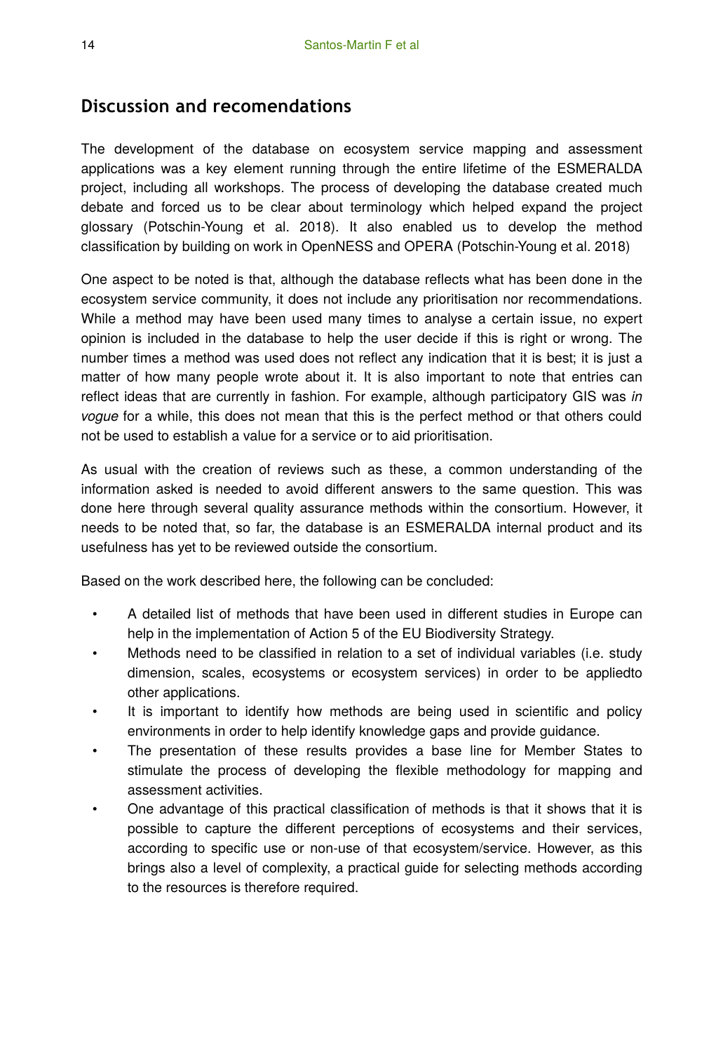## Discussion and recomendations

The development of the database on ecosystem service mapping and assessment applications was a key element running through the entire lifetime of the ESMERALDA project, including all workshops. The process of developing the database created much debate and forced us to be clear about terminology which helped expand the project glossary (Potschin-Young et al. 2018). It also enabled us to develop the method classification by building on work in OpenNESS and OPERA (Potschin-Young et al. 2018)

One aspect to be noted is that, although the database reflects what has been done in the ecosystem service community, it does not include any prioritisation nor recommendations. While a method may have been used many times to analyse a certain issue, no expert opinion is included in the database to help the user decide if this is right or wrong. The number times a method was used does not reflect any indication that it is best; it is just a matter of how many people wrote about it. It is also important to note that entries can reflect ideas that are currently in fashion. For example, although participatory GIS was *in vogue* for a while, this does not mean that this is the perfect method or that others could not be used to establish a value for a service or to aid prioritisation.

As usual with the creation of reviews such as these, a common understanding of the information asked is needed to avoid different answers to the same question. This was done here through several quality assurance methods within the consortium. However, it needs to be noted that, so far, the database is an ESMERALDA internal product and its usefulness has yet to be reviewed outside the consortium.

Based on the work described here, the following can be concluded:

- A detailed list of methods that have been used in different studies in Europe can help in the implementation of Action 5 of the EU Biodiversity Strategy.
- Methods need to be classified in relation to a set of individual variables (i.e. study dimension, scales, ecosystems or ecosystem services) in order to be appliedto other applications.
- It is important to identify how methods are being used in scientific and policy environments in order to help identify knowledge gaps and provide guidance.
- The presentation of these results provides a base line for Member States to stimulate the process of developing the flexible methodology for mapping and assessment activities.
- One advantage of this practical classification of methods is that it shows that it is possible to capture the different perceptions of ecosystems and their services, according to specific use or non-use of that ecosystem/service. However, as this brings also a level of complexity, a practical guide for selecting methods according to the resources is therefore required.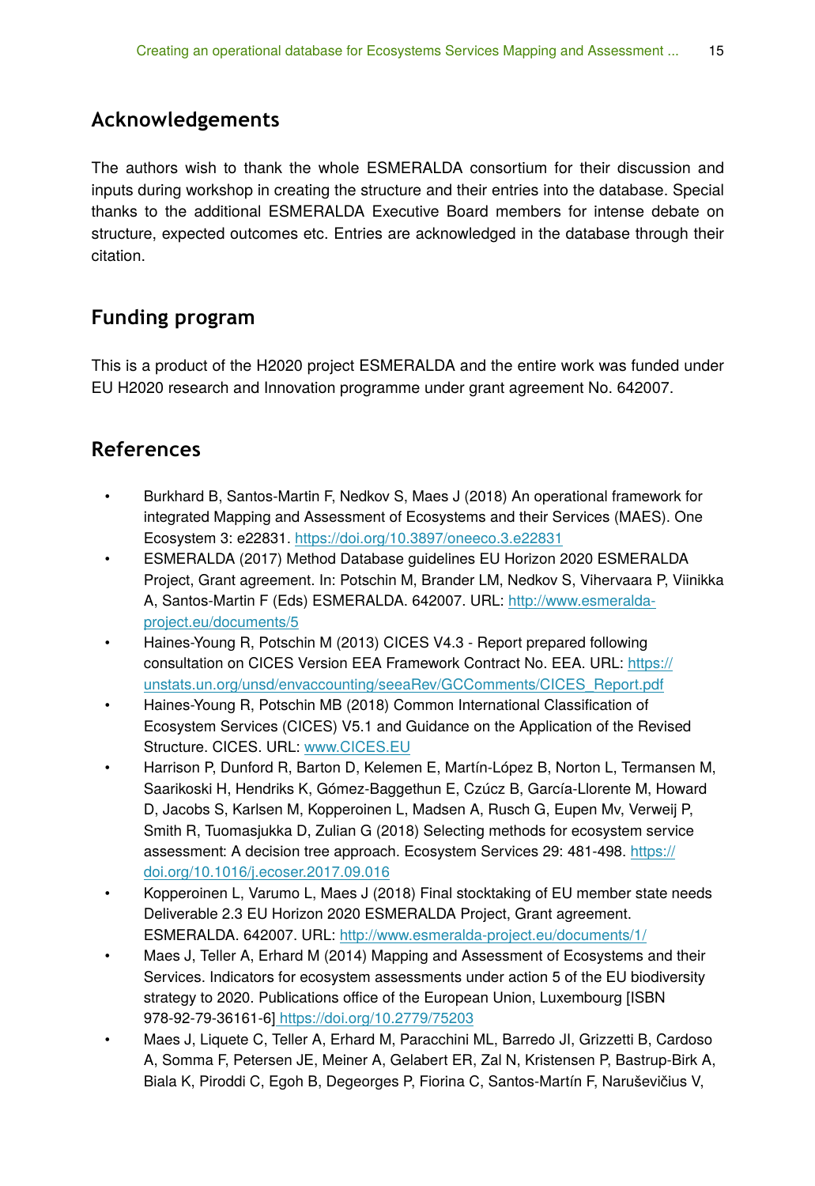## Acknowledgements

The authors wish to thank the whole ESMERALDA consortium for their discussion and inputs during workshop in creating the structure and their entries into the database. Special thanks to the additional ESMERALDA Executive Board members for intense debate on structure, expected outcomes etc. Entries are acknowledged in the database through their citation.

## Funding program

This is a product of the H2020 project ESMERALDA and the entire work was funded under EU H2020 research and Innovation programme under grant agreement No. 642007.

## References

- Burkhard B, Santos-Martin F, Nedkov S, Maes J (2018) An operational framework for integrated Mapping and Assessment of Ecosystems and their Services (MAES). One Ecosystem 3: e22831. https://doi.org/10.3897/oneeco.3.e22831
- ESMERALDA (2017) Method Database guidelines EU Horizon 2020 ESMERALDA Project, Grant agreement. In: Potschin M, Brander LM, Nedkov S, Vihervaara P, Viinikka A, Santos-Martin F (Eds) ESMERALDA. 642007. URL: http://www.esmeralda-project.eu/documents/5
- Haines-Young R, Potschin M (2013) CICES V4.3 - Report prepared following consultation on CICES Version EEA Framework Contract No. EEA. URL: https://unstats.un.org/unsd/envaccounting/seeaRev/GCComments/CICES_Report.pdf
- Haines-Young R, Potschin MB (2018) Common International Classification of Ecosystem Services (CICES) V5.1 and Guidance on the Application of the Revised Structure. CICES. URL: www.CICES.EU
- Harrison P, Dunford R, Barton D, Kelemen E, Martín-López B, Norton L, Termansen M, Saarikoski H, Hendriks K, Gómez-Baggethun E, Czúcz B, García-Llorente M, Howard D, Jacobs S, Karlsen M, Kopperoinen L, Madsen A, Rusch G, Eupen Mv, Verweij P, Smith R, Tuomasjukka D, Zulian G (2018) Selecting methods for ecosystem service assessment: A decision tree approach. Ecosystem Services 29: 481-498. https://doi.org/10.1016/j.ecoser.2017.09.016
- Kopperoinen L, Varumo L, Maes J (2018) Final stocktaking of EU member state needs Deliverable 2.3 EU Horizon 2020 ESMERALDA Project, Grant agreement. ESMERALDA. 642007. URL: http://www.esmeralda-project.eu/documents/1/
- Maes J, Teller A, Erhard M (2014) Mapping and Assessment of Ecosystems and their Services. Indicators for ecosystem assessments under action 5 of the EU biodiversity strategy to 2020. Publications office of the European Union, Luxembourg [ISBN 978-92-79-36161-6] https://doi.org/10.2779/75203
- Maes J, Liquete C, Teller A, Erhard M, Paracchini ML, Barredo JI, Grizzetti B, Cardoso A, Somma F, Petersen JE, Meiner A, Gelabert ER, Zal N, Kristensen P, Bastrup-Birk A, Biala K, Piroddi C, Egoh B, Degeorges P, Fiorina C, Santos-Martín F, Naruševičius V,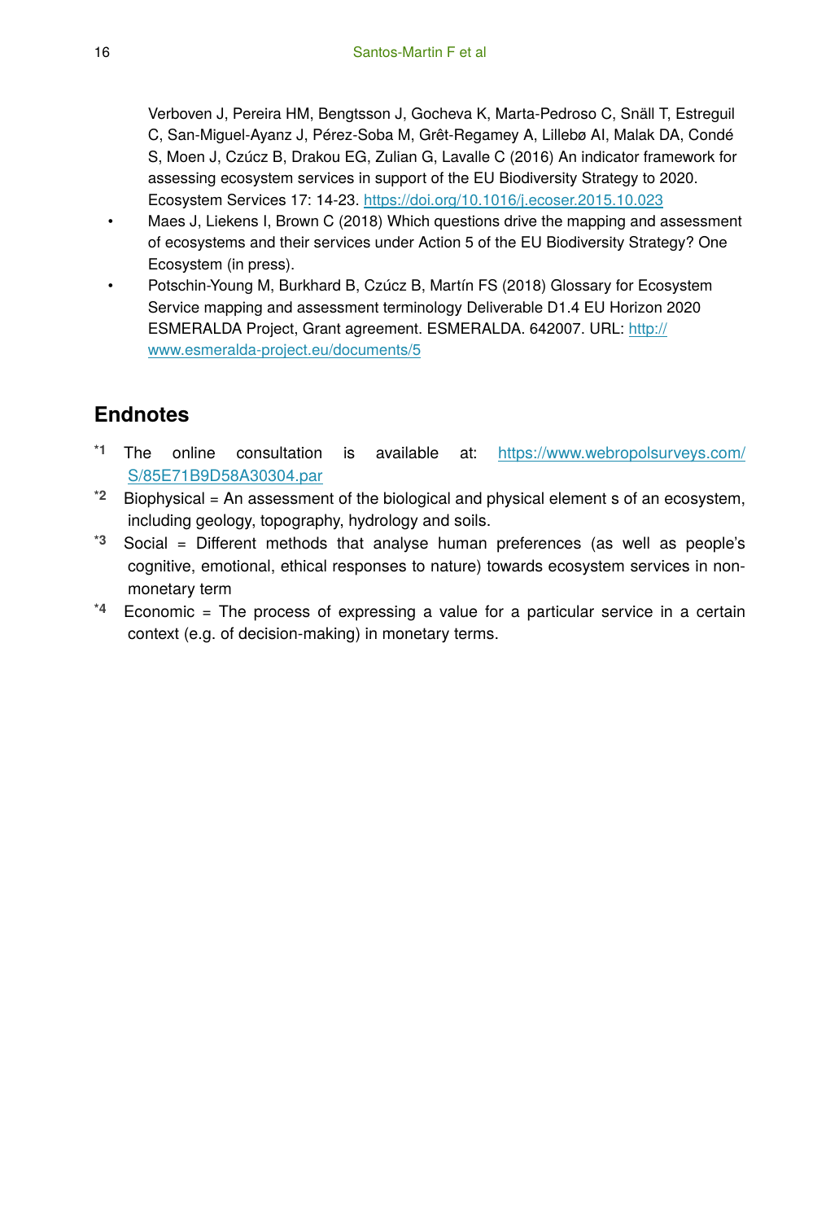Verboven J, Pereira HM, Bengtsson J, Gocheva K, Marta-Pedroso C, Snäll T, Estreguil C, San-Miguel-Ayanz J, Pérez-Soba M, Grêt-Regamey A, Lillebø AI, Malak DA, Condé S, Moen J, Czúcz B, Drakou EG, Zulian G, Lavalle C (2016) An indicator framework for assessing ecosystem services in support of the EU Biodiversity Strategy to 2020. Ecosystem Services 17: 14-23. https://doi.org/10.1016/j.ecoser.2015.10.023

- Maes J, Liekens I, Brown C (2018) Which questions drive the mapping and assessment of ecosystems and their services under Action 5 of the EU Biodiversity Strategy? One Ecosystem (in press).
- Potschin-Young M, Burkhard B, Czúcz B, Martín FS (2018) Glossary for Ecosystem Service mapping and assessment terminology Deliverable D1.4 EU Horizon 2020 ESMERALDA Project, Grant agreement. ESMERALDA. 642007. URL: http://www.esmeralda-project.eu/documents/5

## Endnotes

*1 The online consultation is available at: https://www.webropolsurveys.com/S/85E71B9D58A30304.par

*2 Biophysical = An assessment of the biological and physical element s of an ecosystem, including geology, topography, hydrology and soils.

*3 Social = Different methods that analyse human preferences (as well as people's cognitive, emotional, ethical responses to nature) towards ecosystem services in non-monetary term

*4 Economic = The process of expressing a value for a particular service in a certain context (e.g. of decision-making) in monetary terms.